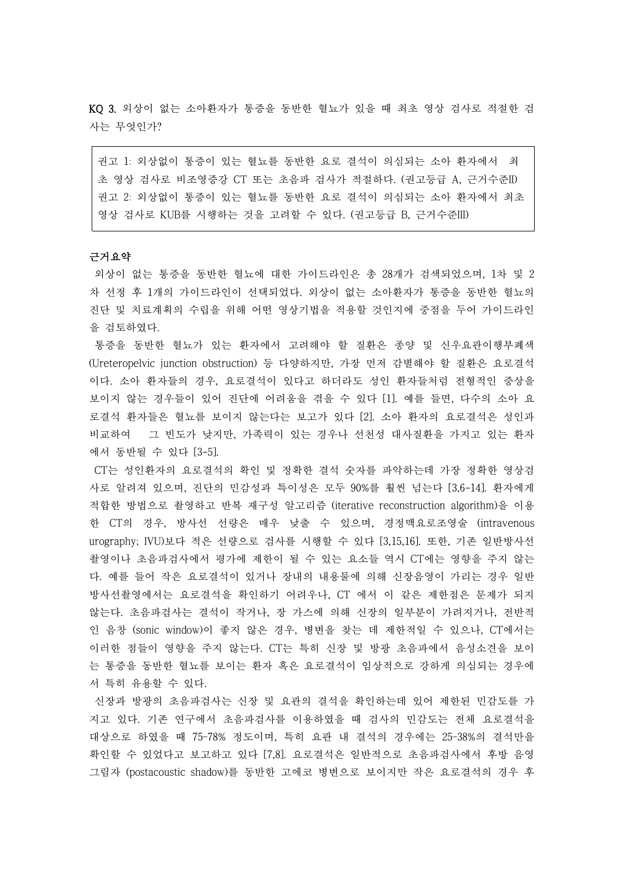**KQ 3.** 외상이 없는 소아환자가 통증을 동반한 혈뇨가 있을 때 최초 영상 검사로 적절한 검사는 무엇인가?

> 권고 1: 외상없이 통증이 있는 혈뇨를 동반한 요로 결석이 의심되는 소아 환자에서 최초 영상 검사로 비조영증강 CT 또는 초음파 검사가 적절하다. (권고등급 A, 근거수준II)
> 권고 2: 외상없이 통증이 있는 혈뇨를 동반한 요로 결석이 의심되는 소아 환자에서 최초 영상 검사로 KUB를 시행하는 것을 고려할 수 있다. (권고등급 B, 근거수준III)

**근거요약**

외상이 없는 통증을 동반한 혈뇨에 대한 가이드라인은 총 28개가 검색되었으며, 1차 및 2차 선정 후 1개의 가이드라인이 선택되었다. 외상이 없는 소아환자가 통증을 동반한 혈뇨의 진단 및 치료계획의 수립을 위해 어떤 영상기법을 적용할 것인지에 중점을 두어 가이드라인을 검토하였다.

통증을 동반한 혈뇨가 있는 환자에서 고려해야 할 질환은 종양 및 신우요관이행부폐색 (Ureteropelvic junction obstruction) 등 다양하지만, 가장 먼저 감별해야 할 질환은 요로결석이다. 소아 환자들의 경우, 요로결석이 있다고 하더라도 성인 환자들처럼 전형적인 증상을 보이지 않는 경우들이 있어 진단에 어려움을 겪을 수 있다 [1]. 예를 들면, 다수의 소아 요로결석 환자들은 혈뇨를 보이지 않는다는 보고가 있다 [2]. 소아 환자의 요로결석은 성인과 비교하여 그 빈도가 낮지만, 가족력이 있는 경우나 선천성 대사질환을 가지고 있는 환자에서 동반될 수 있다 [3-5].

CT는 성인환자의 요로결석의 확인 및 정확한 결석 숫자를 파악하는데 가장 정확한 영상검사로 알려져 있으며, 진단의 민감성과 특이성은 모두 90%를 훨씬 넘는다 [3,6-14]. 환자에게 적합한 방법으로 촬영하고 반복 재구성 알고리즘 (iterative reconstruction algorithm)을 이용한 CT의 경우, 방사선 선량은 매우 낮출 수 있으며, 경정맥요로조영술 (intravenous urography; IVU)보다 적은 선량으로 검사를 시행할 수 있다 [3,15,16]. 또한, 기존 일반방사선촬영이나 초음파검사에서 평가에 제한이 될 수 있는 요소들 역시 CT에는 영향을 주지 않는다. 예를 들어 작은 요로결석이 있거나 장내의 내용물에 의해 신장음영이 가리는 경우 일반방사선촬영에서는 요로결석을 확인하기 어려우나, CT 에서 이 같은 제한점은 문제가 되지 않는다. 초음파검사는 결석이 작거나, 장 가스에 의해 신장의 일부분이 가려지거나, 전반적인 음창 (sonic window)이 좋지 않은 경우, 병변을 찾는 데 제한적일 수 있으나, CT에서는 이러한 점들이 영향을 주지 않는다. CT는 특히 신장 및 방광 초음파에서 음성소견을 보이는 통증을 동반한 혈뇨를 보이는 환자 혹은 요로결석이 임상적으로 강하게 의심되는 경우에서 특히 유용할 수 있다.

신장과 방광의 초음파검사는 신장 및 요관의 결석을 확인하는데 있어 제한된 민감도를 가지고 있다. 기존 연구에서 초음파검사를 이용하였을 때 검사의 민감도는 전체 요로결석을 대상으로 하였을 때 75-78% 정도이며, 특히 요관 내 결석의 경우에는 25-38%의 결석만을 확인할 수 있었다고 보고하고 있다 [7,8]. 요로결석은 일반적으로 초음파검사에서 후방 음영 그림자 (postacoustic shadow)를 동반한 고에코 병변으로 보이지만 작은 요로결석의 경우 후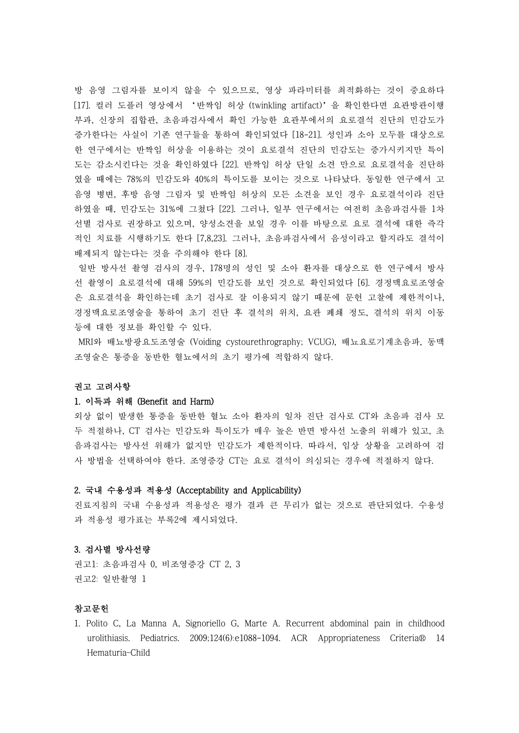방 음영 그림자를 보이지 않을 수 있으므로, 영상 파라미터를 최적화하는 것이 중요하다 [17]. 컬러 도플러 영상에서 '반짝임 허상 (twinkling artifact)'을 확인한다면 요관방광이행부과, 신장의 집합관, 초음파검사에서 확인 가능한 요관부에서의 요로결석 진단의 민감도가 증가한다는 사실이 기존 연구들을 통하여 확인되었다 [18-21]. 성인과 소아 모두를 대상으로 한 연구에서는 반짝임 허상을 이용하는 것이 요로결석 진단의 민감도는 증가시키지만 특이도는 감소시킨다는 것을 확인하였다 [22]. 반짝임 허상 단일 소견 만으로 요로결석을 진단하였을 때에는 78%의 민감도와 40%의 특이도를 보이는 것으로 나타났다. 동일한 연구에서 고음영 병변, 후방 음영 그림자 및 반짝임 허상의 모든 소견을 보인 경우 요로결석이라 진단하였을 때, 민감도는 31%에 그쳤다 [22]. 그러나, 일부 연구에서는 여전히 초음파검사를 1차 선별 검사로 권장하고 있으며, 양성소견을 보일 경우 이를 바탕으로 요로 결석에 대한 즉각적인 치료를 시행하기도 한다 [7,8,23]. 그러나, 초음파검사에서 음성이라고 할지라도 결석이 배제되지 않는다는 것을 주의해야 한다 [8].

일반 방사선 촬영 검사의 경우, 178명의 성인 및 소아 환자를 대상으로 한 연구에서 방사선 촬영이 요로결석에 대해 59%의 민감도를 보인 것으로 확인되었다 [6]. 경정맥요로조영술은 요로결석을 확인하는데 초기 검사로 잘 이용되지 않기 때문에 문헌 고찰에 제한적이나, 경정맥요로조영술을 통하여 초기 진단 후 결석의 위치, 요관 폐쇄 정도, 결석의 위치 이동 등에 대한 정보를 확인할 수 있다.

MRI와 배뇨방광요도조영술 (Voiding cystourethrography; VCUG), 배뇨요로기계초음파, 동맥조영술은 통증을 동반한 혈뇨에서의 초기 평가에 적합하지 않다.

### 권고 고려사항

#### 1. 이득과 위해 (Benefit and Harm)

외상 없이 발생한 통증을 동반한 혈뇨 소아 환자의 일차 진단 검사로 CT와 초음파 검사 모두 적절하나, CT 검사는 민감도와 특이도가 매우 높은 반면 방사선 노출의 위해가 있고, 초음파검사는 방사선 위해가 없지만 민감도가 제한적이다. 따라서, 임상 상황을 고려하여 검사 방법을 선택하여야 한다. 조영증강 CT는 요로 결석이 의심되는 경우에 적절하지 않다.

#### 2. 국내 수용성과 적용성 (Acceptability and Applicability)

진료지침의 국내 수용성과 적용성은 평가 결과 큰 무리가 없는 것으로 판단되었다. 수용성과 적용성 평가표는 부록2에 제시되었다.

#### 3. 검사별 방사선량

권고1: 초음파검사 0, 비조영증강 CT 2, 3

권고2: 일반촬영 1

### 참고문헌

1. Polito C, La Manna A, Signoriello G, Marte A. Recurrent abdominal pain in childhood urolithiasis. Pediatrics. 2009;124(6):e1088-1094. ACR Appropriateness Criteria® 14 Hematuria-Child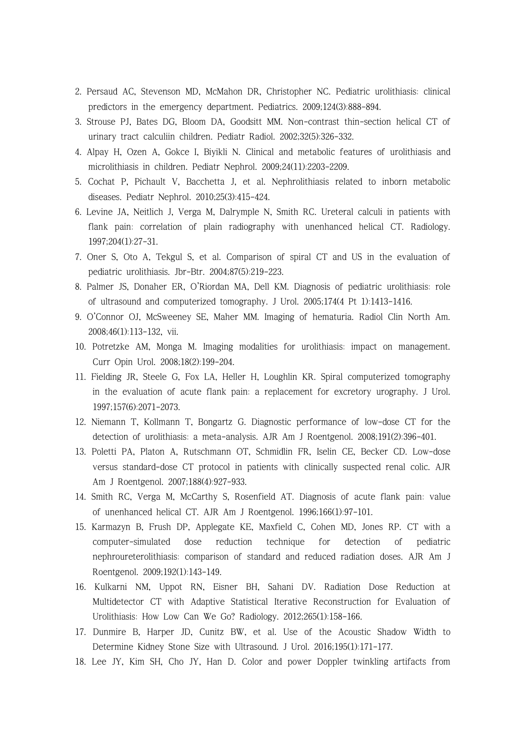2. Persaud AC, Stevenson MD, McMahon DR, Christopher NC. Pediatric urolithiasis: clinical predictors in the emergency department. Pediatrics. 2009;124(3):888-894.
3. Strouse PJ, Bates DG, Bloom DA, Goodsitt MM. Non-contrast thin-section helical CT of urinary tract calculiin children. Pediatr Radiol. 2002;32(5):326-332.
4. Alpay H, Ozen A, Gokce I, Biyikli N. Clinical and metabolic features of urolithiasis and microlithiasis in children. Pediatr Nephrol. 2009;24(11):2203-2209.
5. Cochat P, Pichault V, Bacchetta J, et al. Nephrolithiasis related to inborn metabolic diseases. Pediatr Nephrol. 2010;25(3):415-424.
6. Levine JA, Neitlich J, Verga M, Dalrymple N, Smith RC. Ureteral calculi in patients with flank pain: correlation of plain radiography with unenhanced helical CT. Radiology. 1997;204(1):27-31.
7. Oner S, Oto A, Tekgul S, et al. Comparison of spiral CT and US in the evaluation of pediatric urolithiasis. Jbr-Btr. 2004;87(5):219-223.
8. Palmer JS, Donaher ER, O'Riordan MA, Dell KM. Diagnosis of pediatric urolithiasis: role of ultrasound and computerized tomography. J Urol. 2005;174(4 Pt 1):1413-1416.
9. O'Connor OJ, McSweeney SE, Maher MM. Imaging of hematuria. Radiol Clin North Am. 2008;46(1):113-132, vii.
10. Potretzke AM, Monga M. Imaging modalities for urolithiasis: impact on management. Curr Opin Urol. 2008;18(2):199-204.
11. Fielding JR, Steele G, Fox LA, Heller H, Loughlin KR. Spiral computerized tomography in the evaluation of acute flank pain: a replacement for excretory urography. J Urol. 1997;157(6):2071-2073.
12. Niemann T, Kollmann T, Bongartz G. Diagnostic performance of low-dose CT for the detection of urolithiasis: a meta-analysis. AJR Am J Roentgenol. 2008;191(2):396-401.
13. Poletti PA, Platon A, Rutschmann OT, Schmidlin FR, Iselin CE, Becker CD. Low-dose versus standard-dose CT protocol in patients with clinically suspected renal colic. AJR Am J Roentgenol. 2007;188(4):927-933.
14. Smith RC, Verga M, McCarthy S, Rosenfield AT. Diagnosis of acute flank pain: value of unenhanced helical CT. AJR Am J Roentgenol. 1996;166(1):97-101.
15. Karmazyn B, Frush DP, Applegate KE, Maxfield C, Cohen MD, Jones RP. CT with a computer-simulated dose reduction technique for detection of pediatric nephroureterolithiasis: comparison of standard and reduced radiation doses. AJR Am J Roentgenol. 2009;192(1):143-149.
16. Kulkarni NM, Uppot RN, Eisner BH, Sahani DV. Radiation Dose Reduction at Multidetector CT with Adaptive Statistical Iterative Reconstruction for Evaluation of Urolithiasis: How Low Can We Go? Radiology. 2012;265(1):158-166.
17. Dunmire B, Harper JD, Cunitz BW, et al. Use of the Acoustic Shadow Width to Determine Kidney Stone Size with Ultrasound. J Urol. 2016;195(1):171-177.
18. Lee JY, Kim SH, Cho JY, Han D. Color and power Doppler twinkling artifacts from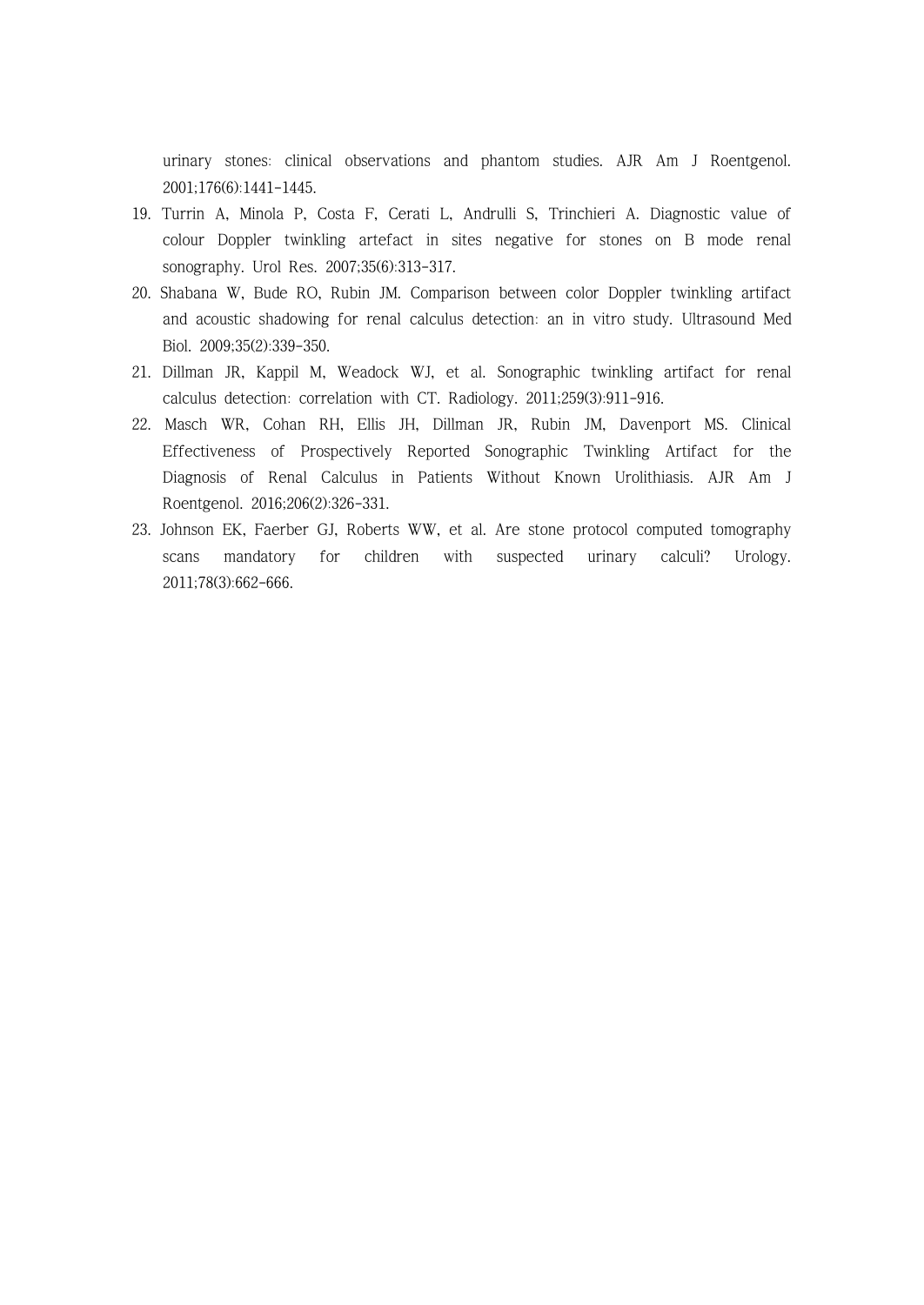urinary stones: clinical observations and phantom studies. AJR Am J Roentgenol. 2001;176(6):1441-1445.

19. Turrin A, Minola P, Costa F, Cerati L, Andrulli S, Trinchieri A. Diagnostic value of colour Doppler twinkling artefact in sites negative for stones on B mode renal sonography. Urol Res. 2007;35(6):313-317.
20. Shabana W, Bude RO, Rubin JM. Comparison between color Doppler twinkling artifact and acoustic shadowing for renal calculus detection: an in vitro study. Ultrasound Med Biol. 2009;35(2):339-350.
21. Dillman JR, Kappil M, Weadock WJ, et al. Sonographic twinkling artifact for renal calculus detection: correlation with CT. Radiology. 2011;259(3):911-916.
22. Masch WR, Cohan RH, Ellis JH, Dillman JR, Rubin JM, Davenport MS. Clinical Effectiveness of Prospectively Reported Sonographic Twinkling Artifact for the Diagnosis of Renal Calculus in Patients Without Known Urolithiasis. AJR Am J Roentgenol. 2016;206(2):326-331.
23. Johnson EK, Faerber GJ, Roberts WW, et al. Are stone protocol computed tomography scans mandatory for children with suspected urinary calculi? Urology. 2011;78(3):662-666.